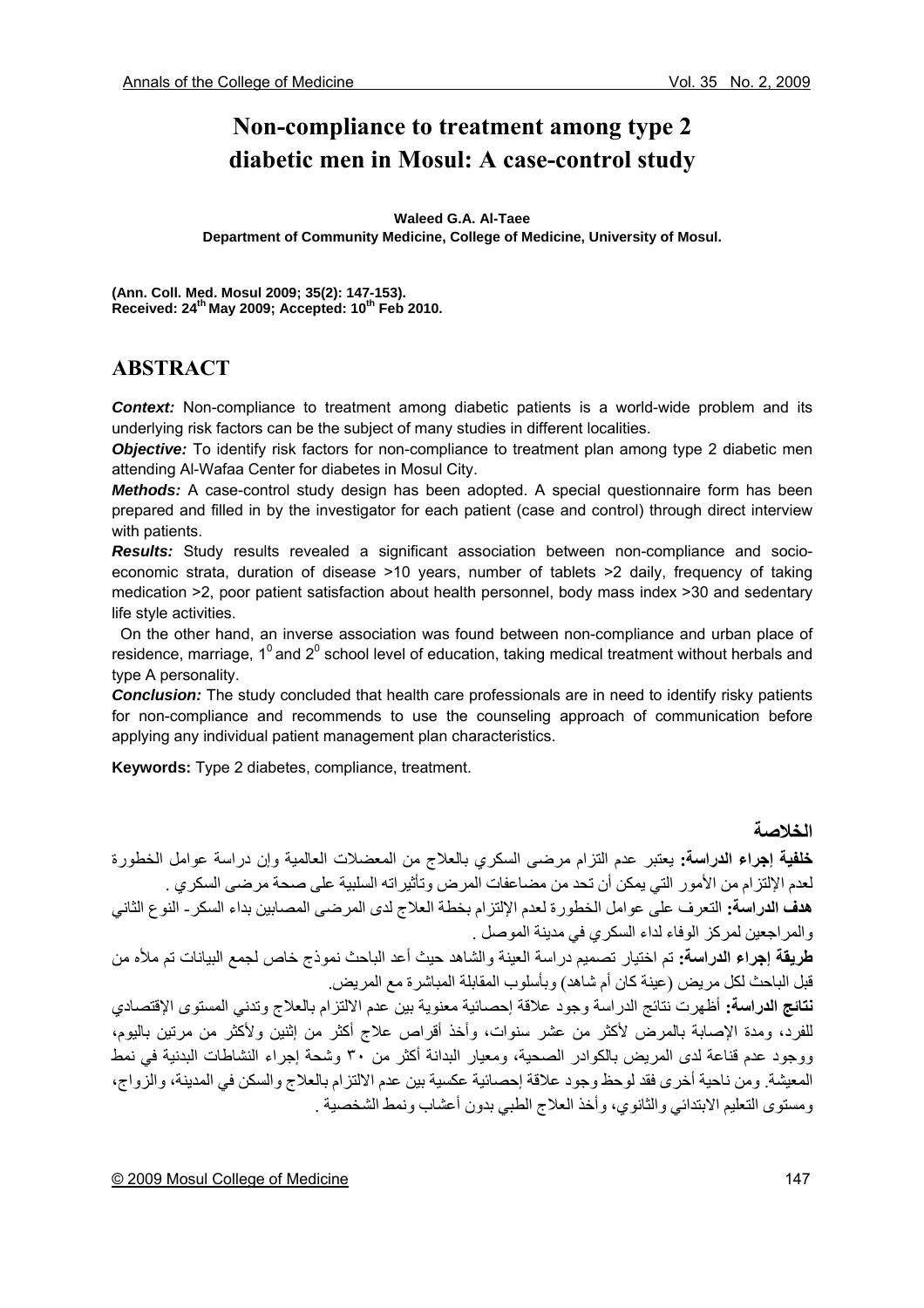# Non-compliance to treatment among type 2 diabetic men in Mosul: A case-control study

**Waleed G.A. Al-Taee**
**Department of Community Medicine, College of Medicine, University of Mosul.**

**(Ann. Coll. Med. Mosul 2009; 35(2): 147-153).**
**Received: 24[th] May 2009; Accepted: 10[th] Feb 2010.**

## ABSTRACT

***Context:*** Non-compliance to treatment among diabetic patients is a world-wide problem and its underlying risk factors can be the subject of many studies in different localities.

***Objective:*** To identify risk factors for non-compliance to treatment plan among type 2 diabetic men attending Al-Wafaa Center for diabetes in Mosul City.

***Methods:*** A case-control study design has been adopted. A special questionnaire form has been prepared and filled in by the investigator for each patient (case and control) through direct interview with patients.

***Results:*** Study results revealed a significant association between non-compliance and socio-economic strata, duration of disease >10 years, number of tablets >2 daily, frequency of taking medication >2, poor patient satisfaction about health personnel, body mass index >30 and sedentary life style activities.

On the other hand, an inverse association was found between non-compliance and urban place of residence, marriage, $1^0$ and $2^0$ school level of education, taking medical treatment without herbals and type A personality.

***Conclusion:*** The study concluded that health care professionals are in need to identify risky patients for non-compliance and recommends to use the counseling approach of communication before applying any individual patient management plan characteristics.

**Keywords:** Type 2 diabetes, compliance, treatment.

## الخلاصة

**خلفية إجراء الدراسة:** يعتبر عدم التزام مرضى السكري بالعلاج من المعضلات العالمية وإن دراسة عوامل الخطورة لعدم الإلتزام من الأمور التي يمكن أن تحد من مضاعفات المرض وتأثيراته السلبية على صحة مرضى السكري .

**هدف الدراسة:** التعرف على عوامل الخطورة لعدم الإلتزام بخطة العلاج لدى المرضى المصابين بداء السكر- النوع الثاني والمراجعين لمركز الوفاء لداء السكري في مدينة الموصل .

**طريقة إجراء الدراسة:** تم اختيار تصميم دراسة العينة والشاهد حيث أعد الباحث نموذج خاص لجمع البيانات تم ملأه من قبل الباحث لكل مريض (عينة كان أم شاهد) وبأسلوب المقابلة المباشرة مع المريض.

**نتائج الدراسة:** أظهرت نتائج الدراسة وجود علاقة إحصائية معنوية بين عدم الالتزام بالعلاج وتدني المستوى الإقتصادي للفرد، ومدة الإصابة بالمرض لأكثر من عشر سنوات، وأخذ أقراص علاج أكثر من إثنين ولأكثر من مرتين باليوم، ووجود عدم قناعة لدى المريض بالكوادر الصحية، ومعيار البدانة أكثر من ٣٠ وشحة إجراء النشاطات البدنية في نمط المعيشة. ومن ناحية أخرى فقد لوحظ وجود علاقة إحصائية عكسية بين عدم الالتزام بالعلاج والسكن في المدينة، والزواج، ومستوى التعليم الابتدائي والثانوي، وأخذ العلاج الطبي بدون أعشاب ونمط الشخصية .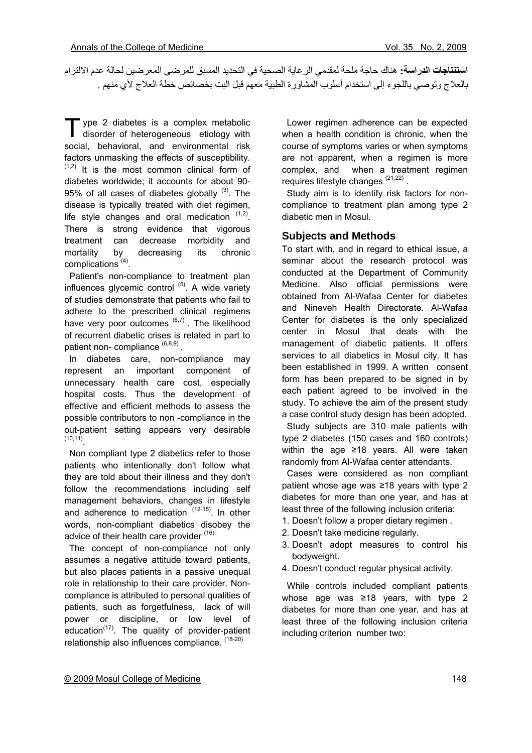**استنتاجات الدراسة:** هناك حاجة ملحة لمقدمي الرعاية الصحية في التحديد المسبق للمرضى المعرضين لحالة عدم الالتزام بالعلاج وتوصي باللجوء إلى استخدام أسلوب المشاورة الطبية معهم قبل البت بخصائص خطة العلاج لأي منهم .

Type 2 diabetes is a complex metabolic disorder of heterogeneous etiology with social, behavioral, and environmental risk factors unmasking the effects of susceptibility. [1,2] It is the most common clinical form of diabetes worldwide; it accounts for about 90-95% of all cases of diabetes globally [3]. The disease is typically treated with diet regimen, life style changes and oral medication [1,2]. There is strong evidence that vigorous treatment can decrease morbidity and mortality by decreasing its chronic complications [4].

Patient's non-compliance to treatment plan influences glycemic control [5]. A wide variety of studies demonstrate that patients who fail to adhere to the prescribed clinical regimens have very poor outcomes [6,7]. The likelihood of recurrent diabetic crises is related in part to patient non- compliance [6,8,9].

In diabetes care, non-compliance may represent an important component of unnecessary health care cost, especially hospital costs. Thus the development of effective and efficient methods to assess the possible contributors to non -compliance in the out-patient setting appears very desirable [10,11].

Non compliant type 2 diabetics refer to those patients who intentionally don't follow what they are told about their illness and they don't follow the recommendations including self management behaviors, changes in lifestyle and adherence to medication [12-15]. In other words, non-compliant diabetics disobey the advice of their health care provider [16].

The concept of non-compliance not only assumes a negative attitude toward patients, but also places patients in a passive unequal role in relationship to their care provider. Non-compliance is attributed to personal qualities of patients, such as forgetfulness, lack of will power or discipline, or low level of education[17]. The quality of provider-patient relationship also influences compliance. [18-20]

Lower regimen adherence can be expected when a health condition is chronic, when the course of symptoms varies or when symptoms are not apparent, when a regimen is more complex, and when a treatment regimen requires lifestyle changes [21,22].

Study aim is to identify risk factors for non-compliance to treatment plan among type 2 diabetic men in Mosul.

## Subjects and Methods

To start with, and in regard to ethical issue, a seminar about the research protocol was conducted at the Department of Community Medicine. Also official permissions were obtained from Al-Wafaa Center for diabetes and Nineveh Health Directorate. Al-Wafaa Center for diabetes is the only specialized center in Mosul that deals with the management of diabetic patients. It offers services to all diabetics in Mosul city. It has been established in 1999. A written consent form has been prepared to be signed in by each patient agreed to be involved in the study. To achieve the aim of the present study a case control study design has been adopted.

Study subjects are 310 male patients with type 2 diabetes (150 cases and 160 controls) within the age ≥18 years. All were taken randomly from Al-Wafaa center attendants.

Cases were considered as non compliant patient whose age was ≥18 years with type 2 diabetes for more than one year, and has at least three of the following inclusion criteria:

1. Doesn't follow a proper dietary regimen .
2. Doesn't take medicine regularly.
3. Doesn't adopt measures to control his bodyweight.
4. Doesn't conduct regular physical activity.

While controls included compliant patients whose age was ≥18 years, with type 2 diabetes for more than one year, and has at least three of the following inclusion criteria including criterion number two: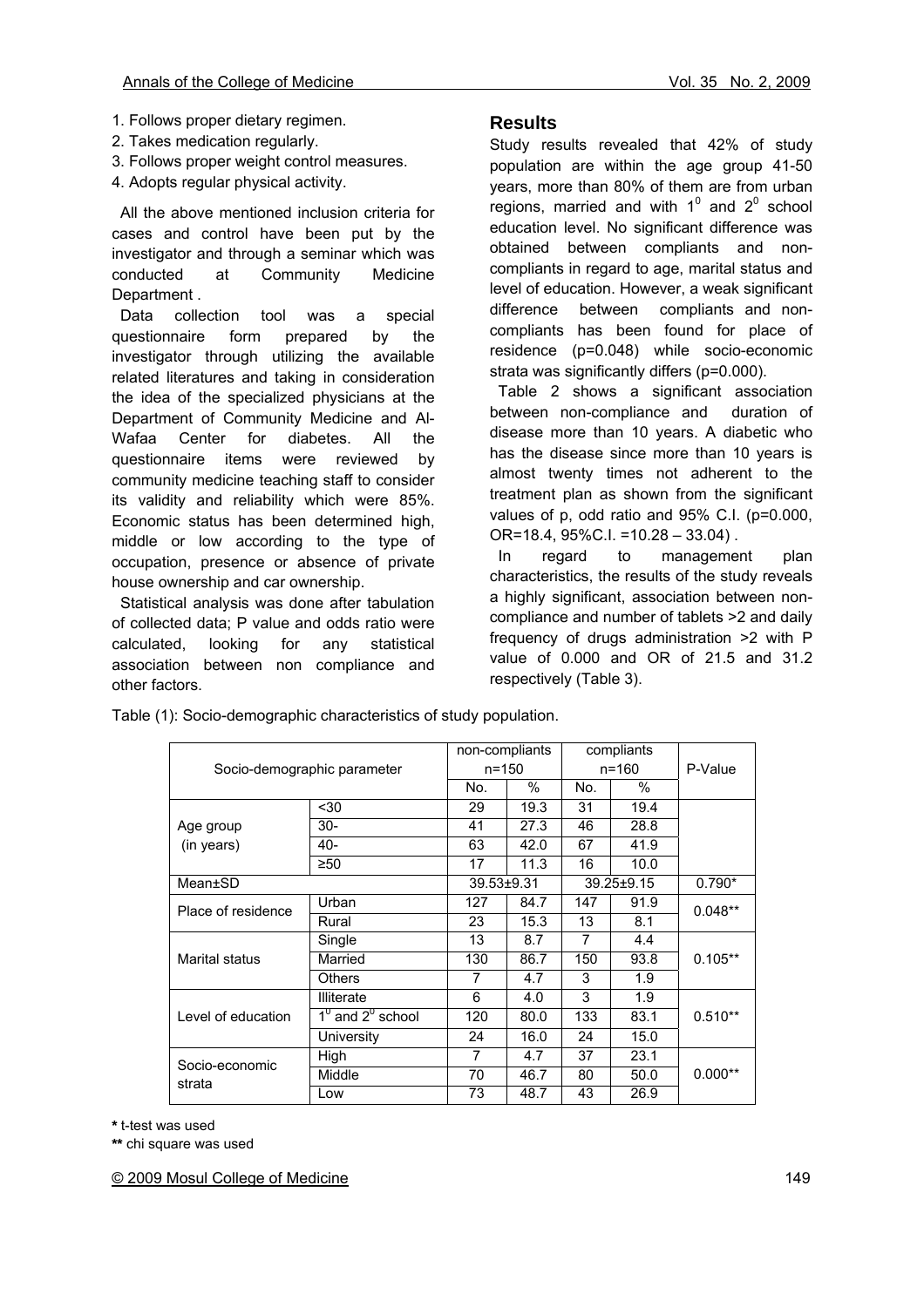1. Follows proper dietary regimen.
2. Takes medication regularly.
3. Follows proper weight control measures.
4. Adopts regular physical activity.

All the above mentioned inclusion criteria for cases and control have been put by the investigator and through a seminar which was conducted at Community Medicine Department .

Data collection tool was a special questionnaire form prepared by the investigator through utilizing the available related literatures and taking in consideration the idea of the specialized physicians at the Department of Community Medicine and Al-Wafaa Center for diabetes. All the questionnaire items were reviewed by community medicine teaching staff to consider its validity and reliability which were 85%. Economic status has been determined high, middle or low according to the type of occupation, presence or absence of private house ownership and car ownership.

Statistical analysis was done after tabulation of collected data; P value and odds ratio were calculated, looking for any statistical association between non compliance and other factors.

## Results

Study results revealed that 42% of study population are within the age group 41-50 years, more than 80% of them are from urban regions, married and with $1^0$ and $2^0$ school education level. No significant difference was obtained between compliants and non-compliants in regard to age, marital status and level of education. However, a weak significant difference between compliants and non-compliants has been found for place of residence (p=0.048) while socio-economic strata was significantly differs (p=0.000).

Table 2 shows a significant association between non-compliance and duration of disease more than 10 years. A diabetic who has the disease since more than 10 years is almost twenty times not adherent to the treatment plan as shown from the significant values of p, odd ratio and 95% C.I. (p=0.000, OR=18.4, 95%C.I. =10.28 – 33.04) .

In regard to management plan characteristics, the results of the study reveals a highly significant, association between non-compliance and number of tablets >2 and daily frequency of drugs administration >2 with P value of 0.000 and OR of 21.5 and 31.2 respectively (Table 3).

Table (1): Socio-demographic characteristics of study population.

| Socio-demographic parameter | | non-compliants n=150 | | compliants n=160 | | P-Value |
|---|---|---|---|---|---|---|
| | | No. | % | No. | % | |
| Age group (in years) | <30 | 29 | 19.3 | 31 | 19.4 | |
| | 30- | 41 | 27.3 | 46 | 28.8 | |
| | 40- | 63 | 42.0 | 67 | 41.9 | |
| | ≥50 | 17 | 11.3 | 16 | 10.0 | |
| Mean±SD | | 39.53±9.31 | | 39.25±9.15 | | 0.790* |
| Place of residence | Urban | 127 | 84.7 | 147 | 91.9 | 0.048** |
| | Rural | 23 | 15.3 | 13 | 8.1 | |
| Marital status | Single | 13 | 8.7 | 7 | 4.4 | 0.105** |
| | Married | 130 | 86.7 | 150 | 93.8 | |
| | Others | 7 | 4.7 | 3 | 1.9 | |
| Level of education | Illiterate | 6 | 4.0 | 3 | 1.9 | 0.510** |
| | $1^0$ and $2^0$ school | 120 | 80.0 | 133 | 83.1 | |
| | University | 24 | 16.0 | 24 | 15.0 | |
| Socio-economic strata | High | 7 | 4.7 | 37 | 23.1 | 0.000** |
| | Middle | 70 | 46.7 | 80 | 50.0 | |
| | Low | 73 | 48.7 | 43 | 26.9 | |

**\*** t-test was used

**\*\*** chi square was used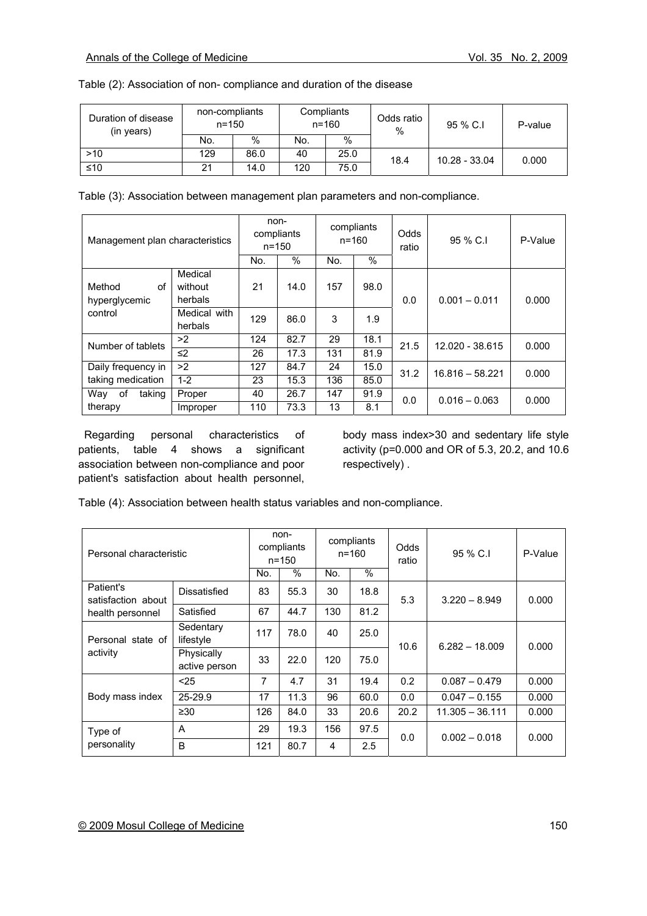Table (2): Association of non- compliance and duration of the disease

| Duration of disease (in years) | non-compliants n=150 | | Compliants n=160 | | Odds ratio % | 95 % C.I | P-value |
|---|---|---|---|---|---|---|---|
| | No. | % | No. | % | | | |
| >10 | 129 | 86.0 | 40 | 25.0 | 18.4 | 10.28 - 33.04 | 0.000 |
| ≤10 | 21 | 14.0 | 120 | 75.0 | | | |

Table (3): Association between management plan parameters and non-compliance.

| Management plan characteristics | | non-compliants n=150 | | compliants n=160 | | Odds ratio | 95 % C.I | P-Value |
|---|---|---|---|---|---|---|---|---|
| | | No. | % | No. | % | | | |
| Method of hyperglycemic control | Medical without herbals | 21 | 14.0 | 157 | 98.0 | 0.0 | 0.001 – 0.011 | 0.000 |
| | Medical with herbals | 129 | 86.0 | 3 | 1.9 | | | |
| Number of tablets | >2 | 124 | 82.7 | 29 | 18.1 | 21.5 | 12.020 - 38.615 | 0.000 |
| | ≤2 | 26 | 17.3 | 131 | 81.9 | | | |
| Daily frequency in taking medication | >2 | 127 | 84.7 | 24 | 15.0 | 31.2 | 16.816 – 58.221 | 0.000 |
| | 1-2 | 23 | 15.3 | 136 | 85.0 | | | |
| Way of taking therapy | Proper | 40 | 26.7 | 147 | 91.9 | 0.0 | 0.016 – 0.063 | 0.000 |
| | Improper | 110 | 73.3 | 13 | 8.1 | | | |

Regarding personal characteristics of patients, table 4 shows a significant association between non-compliance and poor patient's satisfaction about health personnel, body mass index>30 and sedentary life style activity (p=0.000 and OR of 5.3, 20.2, and 10.6 respectively) .

Table (4): Association between health status variables and non-compliance.

| Personal characteristic | | non-compliants n=150 | | compliants n=160 | | Odds ratio | 95 % C.I | P-Value |
|---|---|---|---|---|---|---|---|---|
| | | No. | % | No. | % | | | |
| Patient's satisfaction about health personnel | Dissatisfied | 83 | 55.3 | 30 | 18.8 | 5.3 | 3.220 – 8.949 | 0.000 |
| | Satisfied | 67 | 44.7 | 130 | 81.2 | | | |
| Personal state of activity | Sedentary lifestyle | 117 | 78.0 | 40 | 25.0 | 10.6 | 6.282 – 18.009 | 0.000 |
| | Physically active person | 33 | 22.0 | 120 | 75.0 | | | |
| Body mass index | <25 | 7 | 4.7 | 31 | 19.4 | 0.2 | 0.087 – 0.479 | 0.000 |
| | 25-29.9 | 17 | 11.3 | 96 | 60.0 | 0.0 | 0.047 – 0.155 | 0.000 |
| | ≥30 | 126 | 84.0 | 33 | 20.6 | 20.2 | 11.305 – 36.111 | 0.000 |
| Type of personality | A | 29 | 19.3 | 156 | 97.5 | 0.0 | 0.002 – 0.018 | 0.000 |
| | B | 121 | 80.7 | 4 | 2.5 | | | |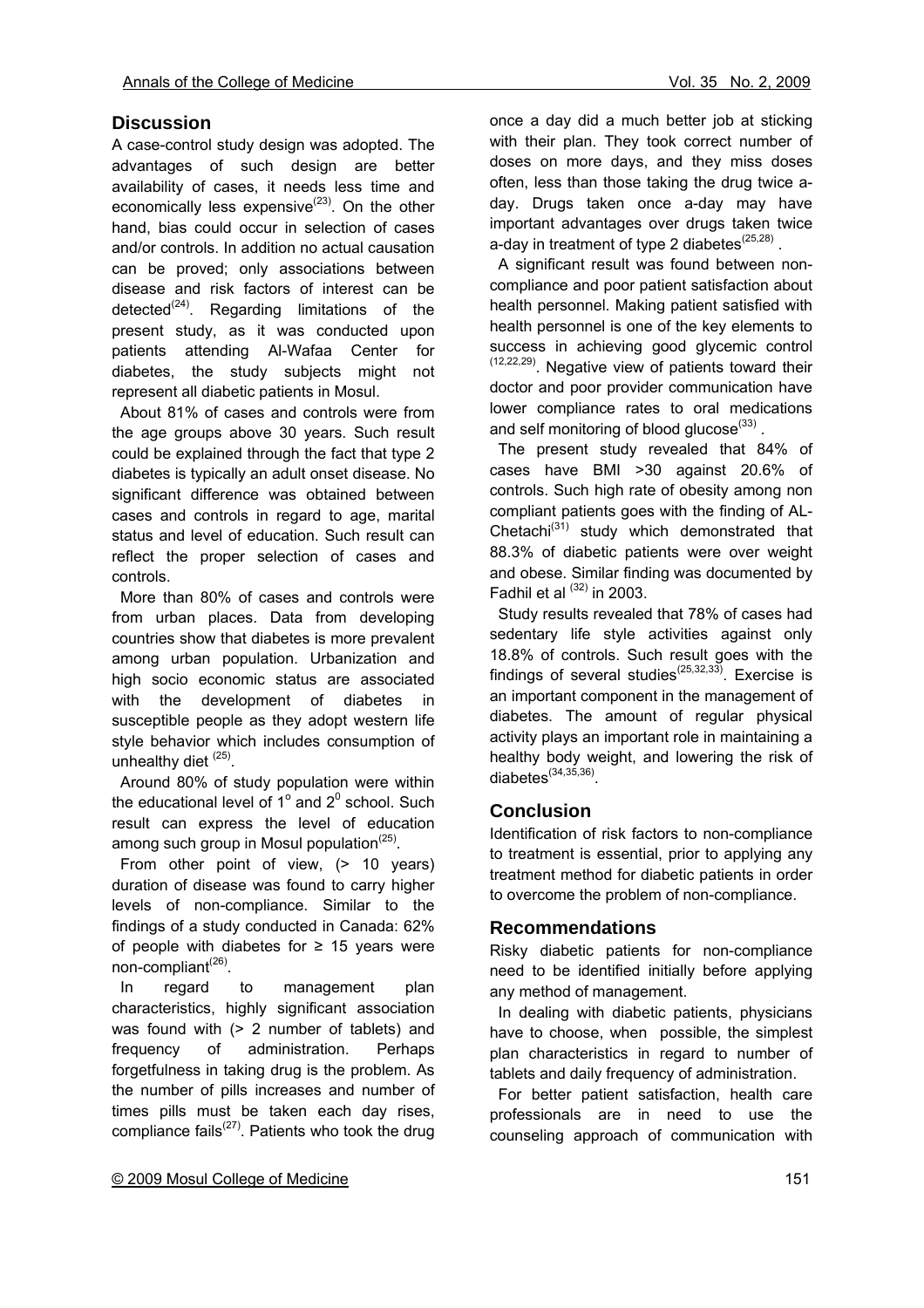## Discussion

A case-control study design was adopted. The advantages of such design are better availability of cases, it needs less time and economically less expensive[23]. On the other hand, bias could occur in selection of cases and/or controls. In addition no actual causation can be proved; only associations between disease and risk factors of interest can be detected[24]. Regarding limitations of the present study, as it was conducted upon patients attending Al-Wafaa Center for diabetes, the study subjects might not represent all diabetic patients in Mosul.

About 81% of cases and controls were from the age groups above 30 years. Such result could be explained through the fact that type 2 diabetes is typically an adult onset disease. No significant difference was obtained between cases and controls in regard to age, marital status and level of education. Such result can reflect the proper selection of cases and controls.

More than 80% of cases and controls were from urban places. Data from developing countries show that diabetes is more prevalent among urban population. Urbanization and high socio economic status are associated with the development of diabetes in susceptible people as they adopt western life style behavior which includes consumption of unhealthy diet [25].

Around 80% of study population were within the educational level of $1^{o}$ and $2^{0}$ school. Such result can express the level of education among such group in Mosul population[25].

From other point of view, (> 10 years) duration of disease was found to carry higher levels of non-compliance. Similar to the findings of a study conducted in Canada: 62% of people with diabetes for ≥ 15 years were non-compliant[26].

In regard to management plan characteristics, highly significant association was found with (> 2 number of tablets) and frequency of administration. Perhaps forgetfulness in taking drug is the problem. As the number of pills increases and number of times pills must be taken each day rises, compliance fails[27]. Patients who took the drug once a day did a much better job at sticking with their plan. They took correct number of doses on more days, and they miss doses often, less than those taking the drug twice a-day. Drugs taken once a-day may have important advantages over drugs taken twice a-day in treatment of type 2 diabetes[25,28].

A significant result was found between non-compliance and poor patient satisfaction about health personnel. Making patient satisfied with health personnel is one of the key elements to success in achieving good glycemic control [12,22,29]. Negative view of patients toward their doctor and poor provider communication have lower compliance rates to oral medications and self monitoring of blood glucose[33].

The present study revealed that 84% of cases have BMI >30 against 20.6% of controls. Such high rate of obesity among non compliant patients goes with the finding of AL-Chetachi[31] study which demonstrated that 88.3% of diabetic patients were over weight and obese. Similar finding was documented by Fadhil et al [32] in 2003.

Study results revealed that 78% of cases had sedentary life style activities against only 18.8% of controls. Such result goes with the findings of several studies[25,32,33]. Exercise is an important component in the management of diabetes. The amount of regular physical activity plays an important role in maintaining a healthy body weight, and lowering the risk of diabetes[34,35,36].

## Conclusion

Identification of risk factors to non-compliance to treatment is essential, prior to applying any treatment method for diabetic patients in order to overcome the problem of non-compliance.

## Recommendations

Risky diabetic patients for non-compliance need to be identified initially before applying any method of management.

In dealing with diabetic patients, physicians have to choose, when possible, the simplest plan characteristics in regard to number of tablets and daily frequency of administration.

For better patient satisfaction, health care professionals are in need to use the counseling approach of communication with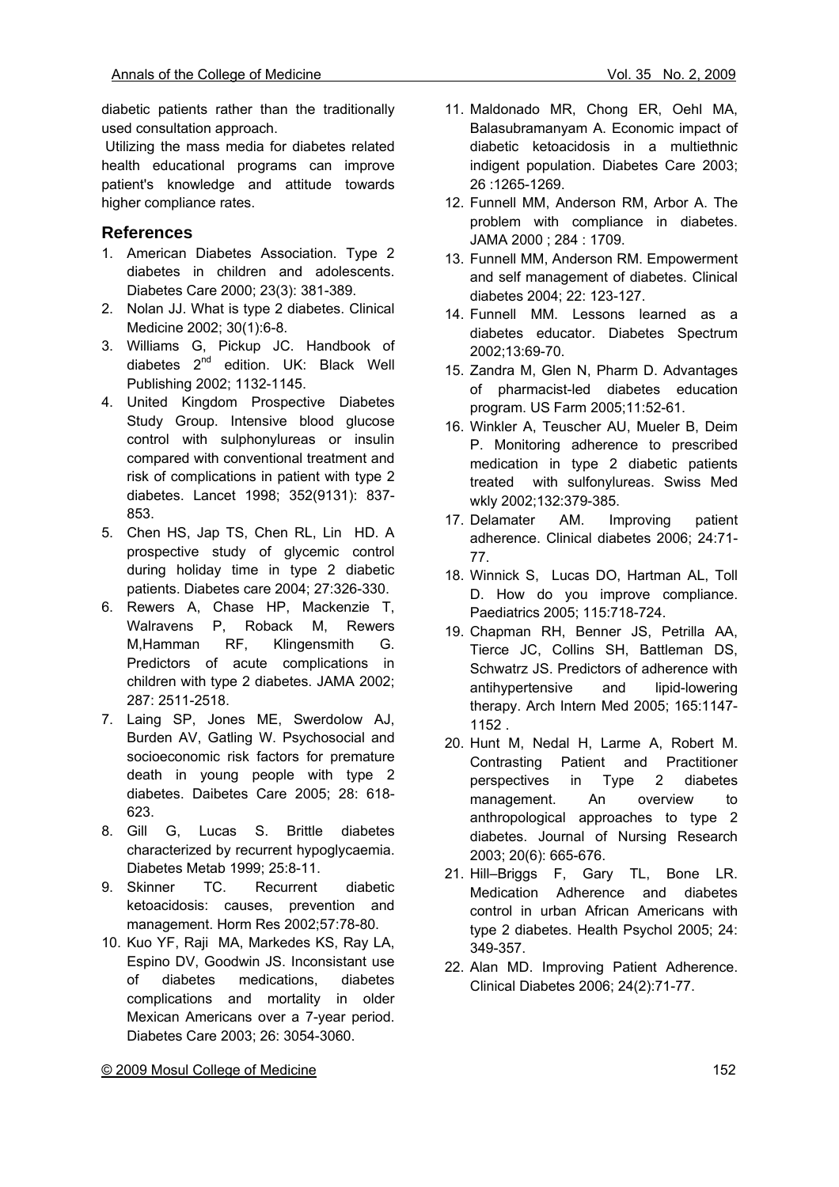diabetic patients rather than the traditionally used consultation approach.

Utilizing the mass media for diabetes related health educational programs can improve patient's knowledge and attitude towards higher compliance rates.

## References

1. American Diabetes Association. Type 2 diabetes in children and adolescents. Diabetes Care 2000; 23(3): 381-389.
2. Nolan JJ. What is type 2 diabetes. Clinical Medicine 2002; 30(1):6-8.
3. Williams G, Pickup JC. Handbook of diabetes 2nd edition. UK: Black Well Publishing 2002; 1132-1145.
4. United Kingdom Prospective Diabetes Study Group. Intensive blood glucose control with sulphonylureas or insulin compared with conventional treatment and risk of complications in patient with type 2 diabetes. Lancet 1998; 352(9131): 837-853.
5. Chen HS, Jap TS, Chen RL, Lin HD. A prospective study of glycemic control during holiday time in type 2 diabetic patients. Diabetes care 2004; 27:326-330.
6. Rewers A, Chase HP, Mackenzie T, Walravens P, Roback M, Rewers M,Hamman RF, Klingensmith G. Predictors of acute complications in children with type 2 diabetes. JAMA 2002; 287: 2511-2518.
7. Laing SP, Jones ME, Swerdolow AJ, Burden AV, Gatling W. Psychosocial and socioeconomic risk factors for premature death in young people with type 2 diabetes. Daibetes Care 2005; 28: 618-623.
8. Gill G, Lucas S. Brittle diabetes characterized by recurrent hypoglycaemia. Diabetes Metab 1999; 25:8-11.
9. Skinner TC. Recurrent diabetic ketoacidosis: causes, prevention and management. Horm Res 2002;57:78-80.
10. Kuo YF, Raji MA, Markedes KS, Ray LA, Espino DV, Goodwin JS. Inconsistant use of diabetes medications, diabetes complications and mortality in older Mexican Americans over a 7-year period. Diabetes Care 2003; 26: 3054-3060.
11. Maldonado MR, Chong ER, Oehl MA, Balasubramanyam A. Economic impact of diabetic ketoacidosis in a multiethnic indigent population. Diabetes Care 2003; 26 :1265-1269.
12. Funnell MM, Anderson RM, Arbor A. The problem with compliance in diabetes. JAMA 2000 ; 284 : 1709.
13. Funnell MM, Anderson RM. Empowerment and self management of diabetes. Clinical diabetes 2004; 22: 123-127.
14. Funnell MM. Lessons learned as a diabetes educator. Diabetes Spectrum 2002;13:69-70.
15. Zandra M, Glen N, Pharm D. Advantages of pharmacist-led diabetes education program. US Farm 2005;11:52-61.
16. Winkler A, Teuscher AU, Mueler B, Deim P. Monitoring adherence to prescribed medication in type 2 diabetic patients treated with sulfonylureas. Swiss Med wkly 2002;132:379-385.
17. Delamater AM. Improving patient adherence. Clinical diabetes 2006; 24:71-77.
18. Winnick S, Lucas DO, Hartman AL, Toll D. How do you improve compliance. Paediatrics 2005; 115:718-724.
19. Chapman RH, Benner JS, Petrilla AA, Tierce JC, Collins SH, Battleman DS, Schwatrz JS. Predictors of adherence with antihypertensive and lipid-lowering therapy. Arch Intern Med 2005; 165:1147-1152 .
20. Hunt M, Nedal H, Larme A, Robert M. Contrasting Patient and Practitioner perspectives in Type 2 diabetes management. An overview to anthropological approaches to type 2 diabetes. Journal of Nursing Research 2003; 20(6): 665-676.
21. Hill–Briggs F, Gary TL, Bone LR. Medication Adherence and diabetes control in urban African Americans with type 2 diabetes. Health Psychol 2005; 24: 349-357.
22. Alan MD. Improving Patient Adherence. Clinical Diabetes 2006; 24(2):71-77.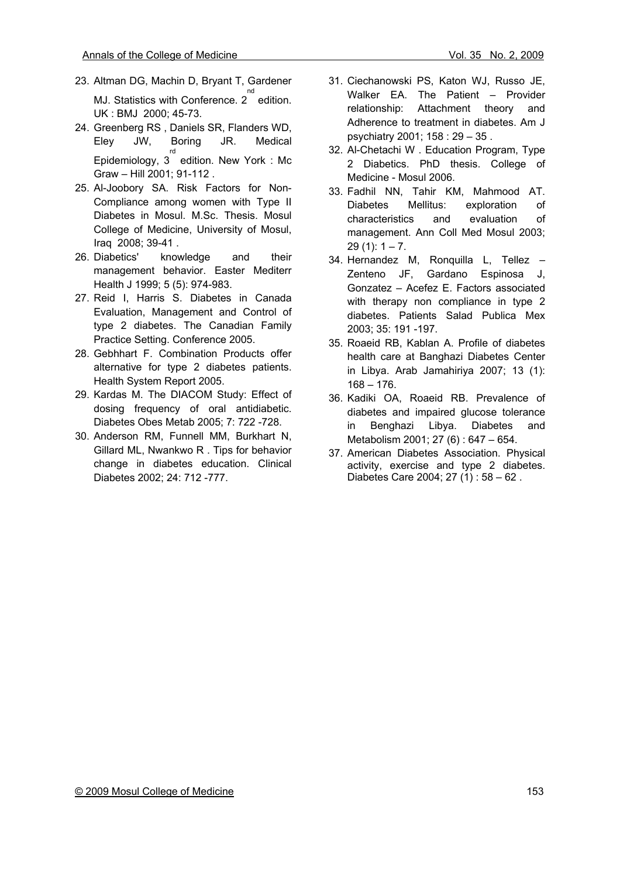23. Altman DG, Machin D, Bryant T, Gardener MJ. Statistics with Conference. 2nd edition. UK : BMJ 2000; 45-73.
24. Greenberg RS , Daniels SR, Flanders WD, Eley JW, Boring JR. Medical Epidemiology, 3rd edition. New York : Mc Graw – Hill 2001; 91-112 .
25. Al-Joobory SA. Risk Factors for Non-Compliance among women with Type II Diabetes in Mosul. M.Sc. Thesis. Mosul College of Medicine, University of Mosul, Iraq 2008; 39-41 .
26. Diabetics' knowledge and their management behavior. Easter Mediterr Health J 1999; 5 (5): 974-983.
27. Reid I, Harris S. Diabetes in Canada Evaluation, Management and Control of type 2 diabetes. The Canadian Family Practice Setting. Conference 2005.
28. Gebhhart F. Combination Products offer alternative for type 2 diabetes patients. Health System Report 2005.
29. Kardas M. The DIACOM Study: Effect of dosing frequency of oral antidiabetic. Diabetes Obes Metab 2005; 7: 722 -728.
30. Anderson RM, Funnell MM, Burkhart N, Gillard ML, Nwankwo R . Tips for behavior change in diabetes education. Clinical Diabetes 2002; 24: 712 -777.
31. Ciechanowski PS, Katon WJ, Russo JE, Walker EA. The Patient – Provider relationship: Attachment theory and Adherence to treatment in diabetes. Am J psychiatry 2001; 158 : 29 – 35 .
32. Al-Chetachi W . Education Program, Type 2 Diabetics. PhD thesis. College of Medicine - Mosul 2006.
33. Fadhil NN, Tahir KM, Mahmood AT. Diabetes Mellitus: exploration of characteristics and evaluation of management. Ann Coll Med Mosul 2003; 29 (1): 1 – 7.
34. Hernandez M, Ronquilla L, Tellez – Zenteno JF, Gardano Espinosa J, Gonzatez – Acefez E. Factors associated with therapy non compliance in type 2 diabetes. Patients Salad Publica Mex 2003; 35: 191 -197.
35. Roaeid RB, Kablan A. Profile of diabetes health care at Banghazi Diabetes Center in Libya. Arab Jamahiriya 2007; 13 (1): 168 – 176.
36. Kadiki OA, Roaeid RB. Prevalence of diabetes and impaired glucose tolerance in Benghazi Libya. Diabetes and Metabolism 2001; 27 (6) : 647 – 654.
37. American Diabetes Association. Physical activity, exercise and type 2 diabetes. Diabetes Care 2004; 27 (1) : 58 – 62 .